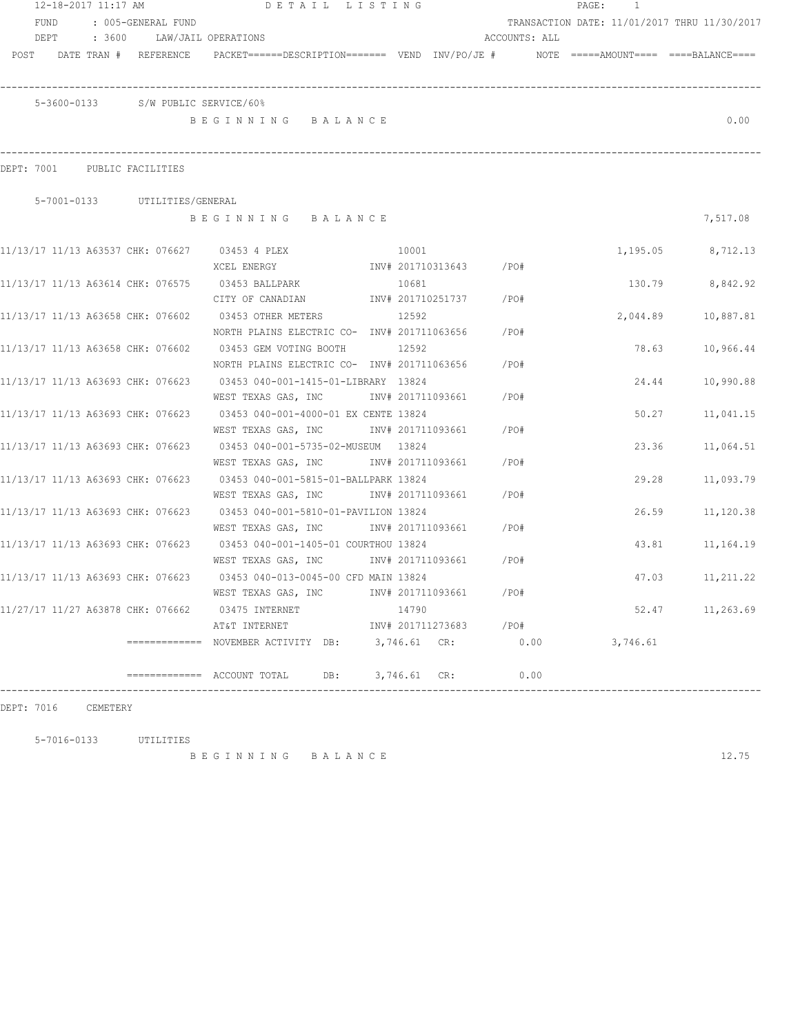12-18-2017 11:17 AM — DETAIL LISTING

FUND : 005-GENERAL FUND — TRANSACTION DATE: 11/01/2017 THRU 11/30/2017

DEPT : 3600 LAW/JAIL OPERATIONS — ACCOUNTS: ALL

| POST | DATE | TRAN # | REFERENCE | PACKET | DESCRIPTION | VEND | INV/PO/JE # | NOTE | AMOUNT | BALANCE |
|---|---|---|---|---|---|---|---|---|---|---|

## 5-3600-0133 S/W PUBLIC SERVICE/60%

BEGINNING BALANCE: 0.00

## DEPT: 7001 PUBLIC FACILITIES

### 5-7001-0133 UTILITIES/GENERAL

BEGINNING BALANCE: 7,517.08

| POST | DATE | TRAN # | REFERENCE | PACKET | DESCRIPTION | VEND | INV/PO/JE # | NOTE | AMOUNT | BALANCE |
|---|---|---|---|---|---|---|---|---|---|---|
| 11/13/17 | 11/13 | A63537 | CHK: 076627 | 03453 | 4 PLEX / XCEL ENERGY | 10001 | INV# 201710313643 /PO# | | 1,195.05 | 8,712.13 |
| 11/13/17 | 11/13 | A63614 | CHK: 076575 | 03453 | BALLPARK / CITY OF CANADIAN | 10681 | INV# 201710251737 /PO# | | 130.79 | 8,842.92 |
| 11/13/17 | 11/13 | A63658 | CHK: 076602 | 03453 | OTHER METERS / NORTH PLAINS ELECTRIC CO- | 12592 | INV# 201711063656 /PO# | | 2,044.89 | 10,887.81 |
| 11/13/17 | 11/13 | A63658 | CHK: 076602 | 03453 | GEM VOTING BOOTH / NORTH PLAINS ELECTRIC CO- | 12592 | INV# 201711063656 /PO# | | 78.63 | 10,966.44 |
| 11/13/17 | 11/13 | A63693 | CHK: 076623 | 03453 | 040-001-1415-01-LIBRARY / WEST TEXAS GAS, INC | 13824 | INV# 201711093661 /PO# | | 24.44 | 10,990.88 |
| 11/13/17 | 11/13 | A63693 | CHK: 076623 | 03453 | 040-001-4000-01 EX CENTE / WEST TEXAS GAS, INC | 13824 | INV# 201711093661 /PO# | | 50.27 | 11,041.15 |
| 11/13/17 | 11/13 | A63693 | CHK: 076623 | 03453 | 040-001-5735-02-MUSEUM / WEST TEXAS GAS, INC | 13824 | INV# 201711093661 /PO# | | 23.36 | 11,064.51 |
| 11/13/17 | 11/13 | A63693 | CHK: 076623 | 03453 | 040-001-5815-01-BALLPARK / WEST TEXAS GAS, INC | 13824 | INV# 201711093661 /PO# | | 29.28 | 11,093.79 |
| 11/13/17 | 11/13 | A63693 | CHK: 076623 | 03453 | 040-001-5810-01-PAVILION / WEST TEXAS GAS, INC | 13824 | INV# 201711093661 /PO# | | 26.59 | 11,120.38 |
| 11/13/17 | 11/13 | A63693 | CHK: 076623 | 03453 | 040-001-1405-01 COURTHOU / WEST TEXAS GAS, INC | 13824 | INV# 201711093661 /PO# | | 43.81 | 11,164.19 |
| 11/13/17 | 11/13 | A63693 | CHK: 076623 | 03453 | 040-013-0045-00 CFD MAIN / WEST TEXAS GAS, INC | 13824 | INV# 201711093661 /PO# | | 47.03 | 11,211.22 |
| 11/27/17 | 11/27 | A63878 | CHK: 076662 | 03475 | INTERNET / AT&T INTERNET | 14790 | INV# 201711273683 /PO# | | 52.47 | 11,263.69 |

============= NOVEMBER ACTIVITY DB: 3,746.61 CR: 0.00 3,746.61

============= ACCOUNT TOTAL DB: 3,746.61 CR: 0.00

## DEPT: 7016 CEMETERY

### 5-7016-0133 UTILITIES

BEGINNING BALANCE: 12.75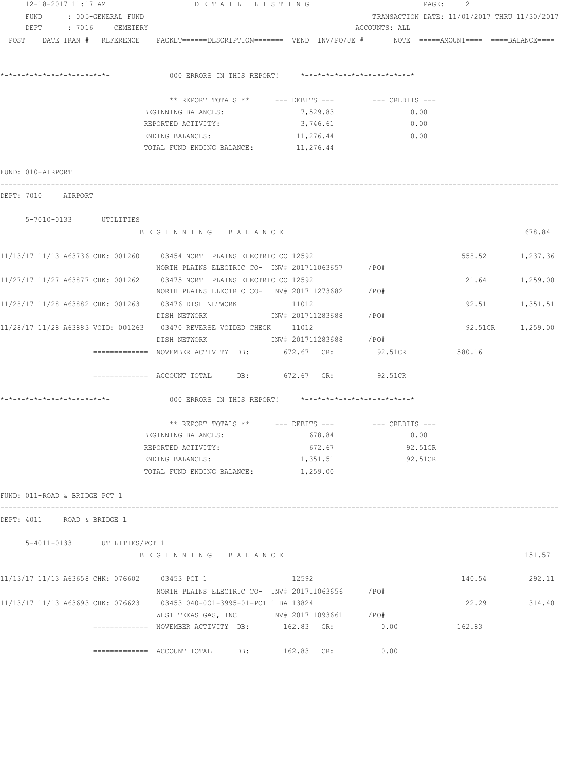12-18-2017 11:17 AM — DETAIL LISTING

FUND : 005-GENERAL FUND — TRANSACTION DATE: 11/01/2017 THRU 11/30/2017

DEPT : 7016 CEMETERY — ACCOUNTS: ALL

POST DATE TRAN # REFERENCE PACKET======DESCRIPTION======= VEND INV/PO/JE # NOTE =====AMOUNT==== ====BALANCE====

```
*-*-*-*-*-*-*-*-*-*-*-*-*-*-          000 ERRORS IN THIS REPORT!    *-*-*-*-*-*-*-*-*-*-*-*-*-*

                          ** REPORT TOTALS **      --- DEBITS ---        --- CREDITS ---
                        BEGINNING BALANCES:              7,529.83                 0.00
                        REPORTED ACTIVITY:               3,746.61                 0.00
                        ENDING BALANCES:                11,276.44                 0.00
                        TOTAL FUND ENDING BALANCE:      11,276.44
```

FUND: 010-AIRPORT

DEPT: 7010 AIRPORT

5-7010-0133 UTILITIES

```
                     B E G I N N I N G   B A L A N C E                                                    678.84

11/13/17 11/13 A63736 CHK: 001260   03454 NORTH PLAINS ELECTRIC CO 12592                          558.52      1,237.36
                     NORTH PLAINS ELECTRIC CO-  INV# 201711063657     /PO#
11/27/17 11/27 A63877 CHK: 001262   03475 NORTH PLAINS ELECTRIC CO 12592                           21.64      1,259.00
                     NORTH PLAINS ELECTRIC CO-  INV# 201711273682     /PO#
11/28/17 11/28 A63882 CHK: 001263   03476 DISH NETWORK          11012                              92.51      1,351.51
                     DISH NETWORK              INV# 201711283688     /PO#
11/28/17 11/28 A63883 VOID: 001263  03470 REVERSE VOIDED CHECK   11012                             92.51CR    1,259.00
                     DISH NETWORK              INV# 201711283688     /PO#
              ============= NOVEMBER ACTIVITY  DB:       672.67  CR:         92.51CR          580.16

              ============= ACCOUNT TOTAL      DB:       672.67  CR:         92.51CR

*-*-*-*-*-*-*-*-*-*-*-*-*-*-          000 ERRORS IN THIS REPORT!    *-*-*-*-*-*-*-*-*-*-*-*-*-*

                          ** REPORT TOTALS **      --- DEBITS ---        --- CREDITS ---
                        BEGINNING BALANCES:                678.84                 0.00
                        REPORTED ACTIVITY:                 672.67                92.51CR
                        ENDING BALANCES:                 1,351.51                92.51CR
                        TOTAL FUND ENDING BALANCE:       1,259.00
```

FUND: 011-ROAD & BRIDGE PCT 1

DEPT: 4011 ROAD & BRIDGE 1

5-4011-0133 UTILITIES/PCT 1

```
                     B E G I N N I N G   B A L A N C E                                                    151.57

11/13/17 11/13 A63658 CHK: 076602   03453 PCT 1                 12592                             140.54        292.11
                     NORTH PLAINS ELECTRIC CO-  INV# 201711063656     /PO#
11/13/17 11/13 A63693 CHK: 076623   03453 040-001-3995-01-PCT 1 BA 13824                           22.29        314.40
                     WEST TEXAS GAS, INC        INV# 201711093661     /PO#
              ============= NOVEMBER ACTIVITY  DB:       162.83  CR:          0.00            162.83

              ============= ACCOUNT TOTAL      DB:       162.83  CR:          0.00
```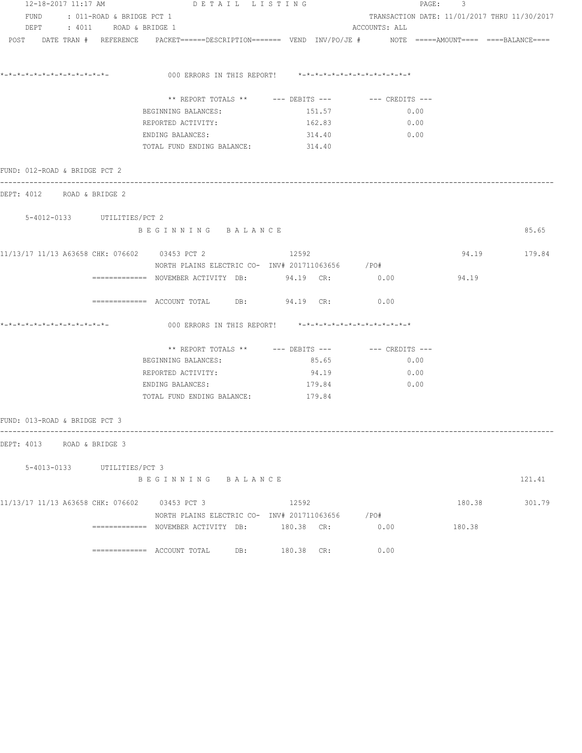POST DATE TRAN # REFERENCE PACKET======DESCRIPTION======= VEND INV/PO/JE # NOTE =====AMOUNT==== ====BALANCE====

*-*-*-*-*-*-*-*-*-*-*-*-*- 000 ERRORS IN THIS REPORT! *-*-*-*-*-*-*-*-*-*-*-*-*-*

| ** REPORT TOTALS ** | --- DEBITS --- | --- CREDITS --- |
|---|---|---|
| BEGINNING BALANCES: | 151.57 | 0.00 |
| REPORTED ACTIVITY: | 162.83 | 0.00 |
| ENDING BALANCES: | 314.40 | 0.00 |
| TOTAL FUND ENDING BALANCE: | 314.40 | |

FUND: 012-ROAD & BRIDGE PCT 2

DEPT: 4012 ROAD & BRIDGE 2

5-4012-0133 UTILITIES/PCT 2

B E G I N N I N G B A L A N C E 85.65

11/13/17 11/13 A63658 CHK: 076602 03453 PCT 2 12592 94.19 179.84
NORTH PLAINS ELECTRIC CO- INV# 201711063656 /PO#

============= NOVEMBER ACTIVITY DB: 94.19 CR: 0.00 94.19

============= ACCOUNT TOTAL DB: 94.19 CR: 0.00

*-*-*-*-*-*-*-*-*-*-*-*-*- 000 ERRORS IN THIS REPORT! *-*-*-*-*-*-*-*-*-*-*-*-*-*

| ** REPORT TOTALS ** | --- DEBITS --- | --- CREDITS --- |
|---|---|---|
| BEGINNING BALANCES: | 85.65 | 0.00 |
| REPORTED ACTIVITY: | 94.19 | 0.00 |
| ENDING BALANCES: | 179.84 | 0.00 |
| TOTAL FUND ENDING BALANCE: | 179.84 | |

FUND: 013-ROAD & BRIDGE PCT 3

DEPT: 4013 ROAD & BRIDGE 3

5-4013-0133 UTILITIES/PCT 3

B E G I N N I N G B A L A N C E 121.41

11/13/17 11/13 A63658 CHK: 076602 03453 PCT 3 12592 180.38 301.79
NORTH PLAINS ELECTRIC CO- INV# 201711063656 /PO#

============= NOVEMBER ACTIVITY DB: 180.38 CR: 0.00 180.38

============= ACCOUNT TOTAL DB: 180.38 CR: 0.00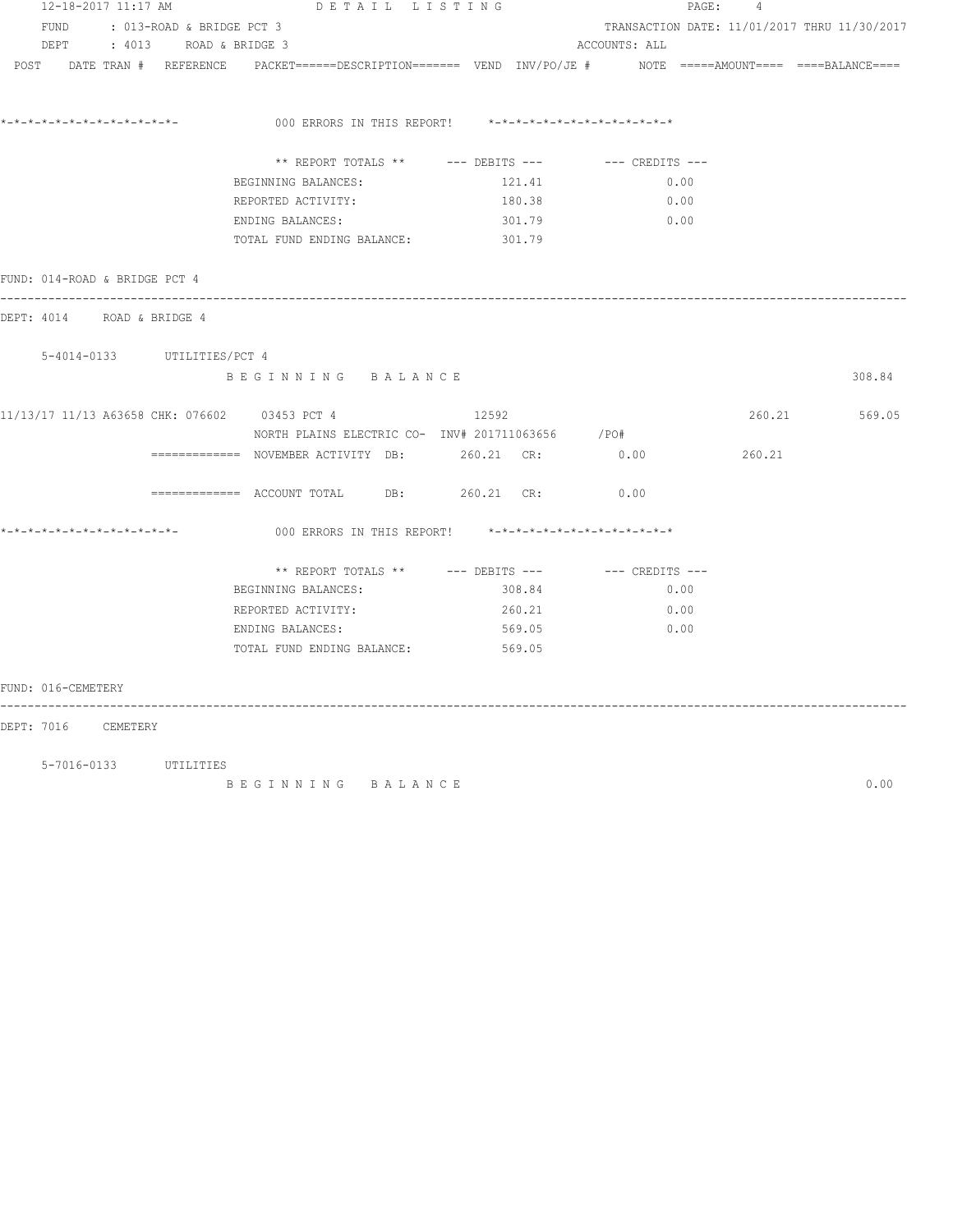12-18-2017 11:17 AM DETAIL LISTING PAGE: 4

FUND : 013-ROAD & BRIDGE PCT 3 TRANSACTION DATE: 11/01/2017 THRU 11/30/2017

DEPT : 4013 ROAD & BRIDGE 3 ACCOUNTS: ALL

POST DATE TRAN # REFERENCE PACKET======DESCRIPTION======= VEND INV/PO/JE # NOTE =====AMOUNT==== ====BALANCE====

*-*-*-*-*-*-*-*-*-*-*-*-*- 000 ERRORS IN THIS REPORT! *-*-*-*-*-*-*-*-*-*-*-*-*-*

| ** REPORT TOTALS ** | --- DEBITS --- | --- CREDITS --- |
|---|---|---|
| BEGINNING BALANCES: | 121.41 | 0.00 |
| REPORTED ACTIVITY: | 180.38 | 0.00 |
| ENDING BALANCES: | 301.79 | 0.00 |
| TOTAL FUND ENDING BALANCE: | 301.79 | |

FUND: 014-ROAD & BRIDGE PCT 4

DEPT: 4014 ROAD & BRIDGE 4

5-4014-0133 UTILITIES/PCT 4

B E G I N N I N G B A L A N C E 308.84

11/13/17 11/13 A63658 CHK: 076602 03453 PCT 4 12592 260.21 569.05

NORTH PLAINS ELECTRIC CO- INV# 201711063656 /PO#

============= NOVEMBER ACTIVITY DB: 260.21 CR: 0.00 260.21

============= ACCOUNT TOTAL DB: 260.21 CR: 0.00

*-*-*-*-*-*-*-*-*-*-*-*-*- 000 ERRORS IN THIS REPORT! *-*-*-*-*-*-*-*-*-*-*-*-*-*

| ** REPORT TOTALS ** | --- DEBITS --- | --- CREDITS --- |
|---|---|---|
| BEGINNING BALANCES: | 308.84 | 0.00 |
| REPORTED ACTIVITY: | 260.21 | 0.00 |
| ENDING BALANCES: | 569.05 | 0.00 |
| TOTAL FUND ENDING BALANCE: | 569.05 | |

FUND: 016-CEMETERY

DEPT: 7016 CEMETERY

5-7016-0133 UTILITIES

B E G I N N I N G B A L A N C E 0.00